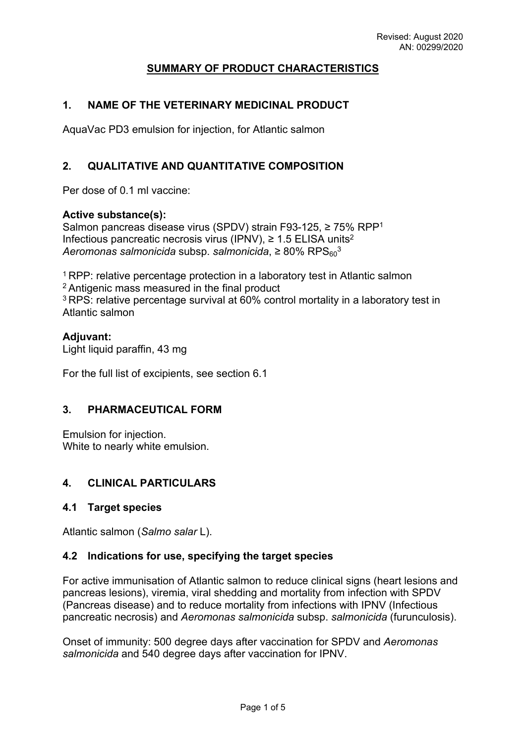Revised: August 2020
AN: 00299/2020

# SUMMARY OF PRODUCT CHARACTERISTICS

## 1. NAME OF THE VETERINARY MEDICINAL PRODUCT

AquaVac PD3 emulsion for injection, for Atlantic salmon

## 2. QUALITATIVE AND QUANTITATIVE COMPOSITION

Per dose of 0.1 ml vaccine:

**Active substance(s):**
Salmon pancreas disease virus (SPDV) strain F93-125, ≥ 75% RPP[1]
Infectious pancreatic necrosis virus (IPNV), ≥ 1.5 ELISA units[2]
*Aeromonas salmonicida* subsp. *salmonicida*, ≥ 80% $RPS_{60}$[3]

[1] RPP: relative percentage protection in a laboratory test in Atlantic salmon
[2] Antigenic mass measured in the final product
[3] RPS: relative percentage survival at 60% control mortality in a laboratory test in Atlantic salmon

**Adjuvant:**
Light liquid paraffin, 43 mg

For the full list of excipients, see section 6.1

## 3. PHARMACEUTICAL FORM

Emulsion for injection.
White to nearly white emulsion.

## 4. CLINICAL PARTICULARS

### 4.1 Target species

Atlantic salmon (*Salmo salar* L).

### 4.2 Indications for use, specifying the target species

For active immunisation of Atlantic salmon to reduce clinical signs (heart lesions and pancreas lesions), viremia, viral shedding and mortality from infection with SPDV (Pancreas disease) and to reduce mortality from infections with IPNV (Infectious pancreatic necrosis) and *Aeromonas salmonicida* subsp. *salmonicida* (furunculosis).

Onset of immunity: 500 degree days after vaccination for SPDV and *Aeromonas salmonicida* and 540 degree days after vaccination for IPNV.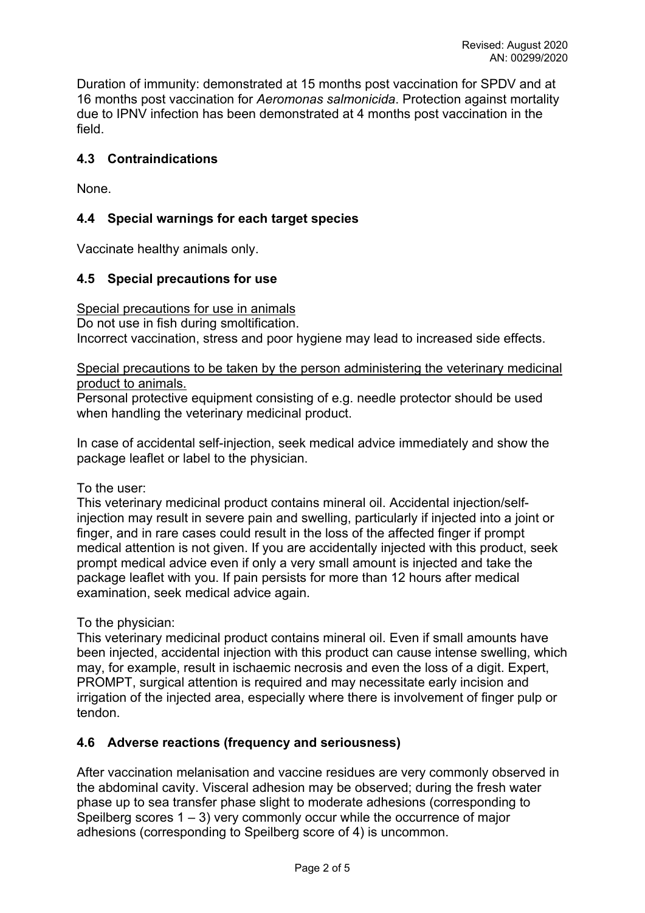Duration of immunity: demonstrated at 15 months post vaccination for SPDV and at 16 months post vaccination for *Aeromonas salmonicida*. Protection against mortality due to IPNV infection has been demonstrated at 4 months post vaccination in the field.

## 4.3 Contraindications

None.

## 4.4 Special warnings for each target species

Vaccinate healthy animals only.

## 4.5 Special precautions for use

Special precautions for use in animals

Do not use in fish during smoltification.

Incorrect vaccination, stress and poor hygiene may lead to increased side effects.

Special precautions to be taken by the person administering the veterinary medicinal product to animals.

Personal protective equipment consisting of e.g. needle protector should be used when handling the veterinary medicinal product.

In case of accidental self-injection, seek medical advice immediately and show the package leaflet or label to the physician.

To the user:

This veterinary medicinal product contains mineral oil. Accidental injection/self-injection may result in severe pain and swelling, particularly if injected into a joint or finger, and in rare cases could result in the loss of the affected finger if prompt medical attention is not given. If you are accidentally injected with this product, seek prompt medical advice even if only a very small amount is injected and take the package leaflet with you. If pain persists for more than 12 hours after medical examination, seek medical advice again.

To the physician:

This veterinary medicinal product contains mineral oil. Even if small amounts have been injected, accidental injection with this product can cause intense swelling, which may, for example, result in ischaemic necrosis and even the loss of a digit. Expert, PROMPT, surgical attention is required and may necessitate early incision and irrigation of the injected area, especially where there is involvement of finger pulp or tendon.

## 4.6 Adverse reactions (frequency and seriousness)

After vaccination melanisation and vaccine residues are very commonly observed in the abdominal cavity. Visceral adhesion may be observed; during the fresh water phase up to sea transfer phase slight to moderate adhesions (corresponding to Speilberg scores 1 – 3) very commonly occur while the occurrence of major adhesions (corresponding to Speilberg score of 4) is uncommon.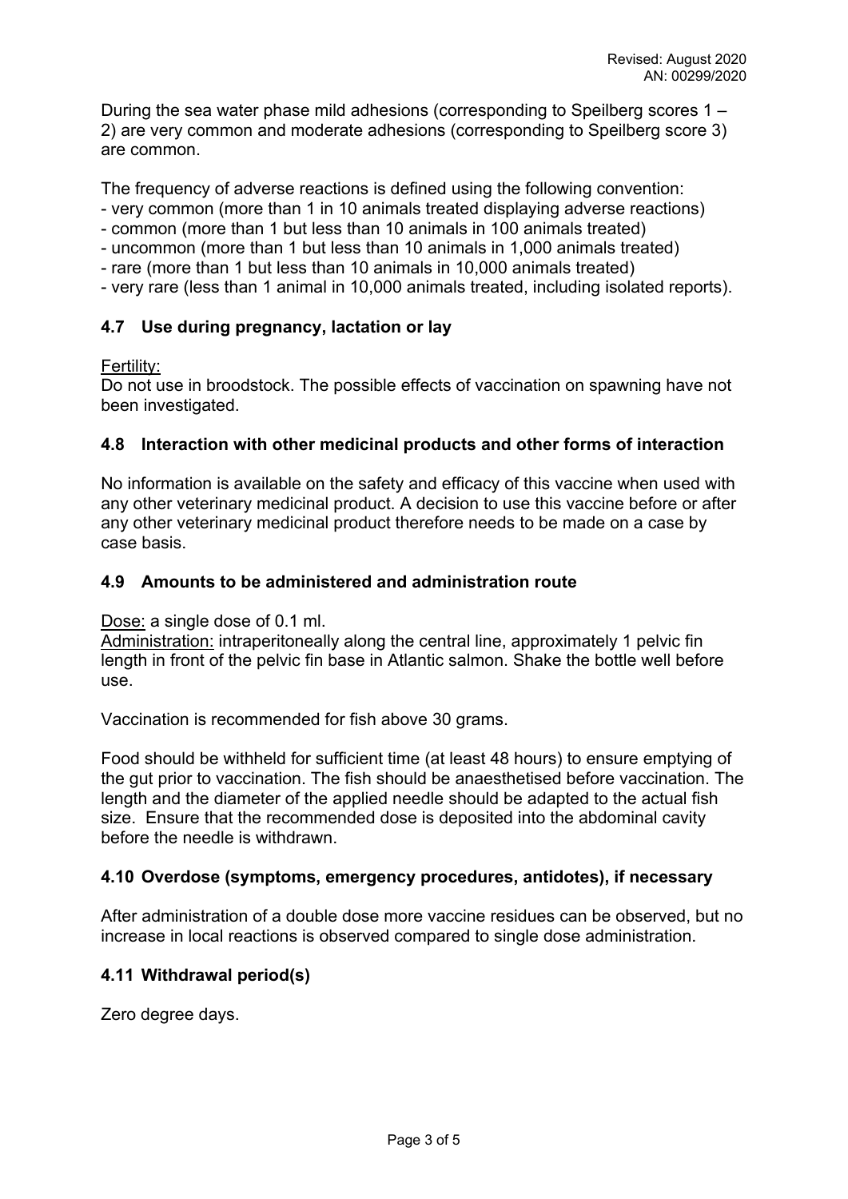During the sea water phase mild adhesions (corresponding to Speilberg scores 1 – 2) are very common and moderate adhesions (corresponding to Speilberg score 3) are common.

The frequency of adverse reactions is defined using the following convention:
- very common (more than 1 in 10 animals treated displaying adverse reactions)
- common (more than 1 but less than 10 animals in 100 animals treated)
- uncommon (more than 1 but less than 10 animals in 1,000 animals treated)
- rare (more than 1 but less than 10 animals in 10,000 animals treated)
- very rare (less than 1 animal in 10,000 animals treated, including isolated reports).

## 4.7 Use during pregnancy, lactation or lay

Fertility:
Do not use in broodstock. The possible effects of vaccination on spawning have not been investigated.

## 4.8 Interaction with other medicinal products and other forms of interaction

No information is available on the safety and efficacy of this vaccine when used with any other veterinary medicinal product. A decision to use this vaccine before or after any other veterinary medicinal product therefore needs to be made on a case by case basis.

## 4.9 Amounts to be administered and administration route

Dose: a single dose of 0.1 ml.
Administration: intraperitoneally along the central line, approximately 1 pelvic fin length in front of the pelvic fin base in Atlantic salmon. Shake the bottle well before use.

Vaccination is recommended for fish above 30 grams.

Food should be withheld for sufficient time (at least 48 hours) to ensure emptying of the gut prior to vaccination. The fish should be anaesthetised before vaccination. The length and the diameter of the applied needle should be adapted to the actual fish size. Ensure that the recommended dose is deposited into the abdominal cavity before the needle is withdrawn.

## 4.10 Overdose (symptoms, emergency procedures, antidotes), if necessary

After administration of a double dose more vaccine residues can be observed, but no increase in local reactions is observed compared to single dose administration.

## 4.11 Withdrawal period(s)

Zero degree days.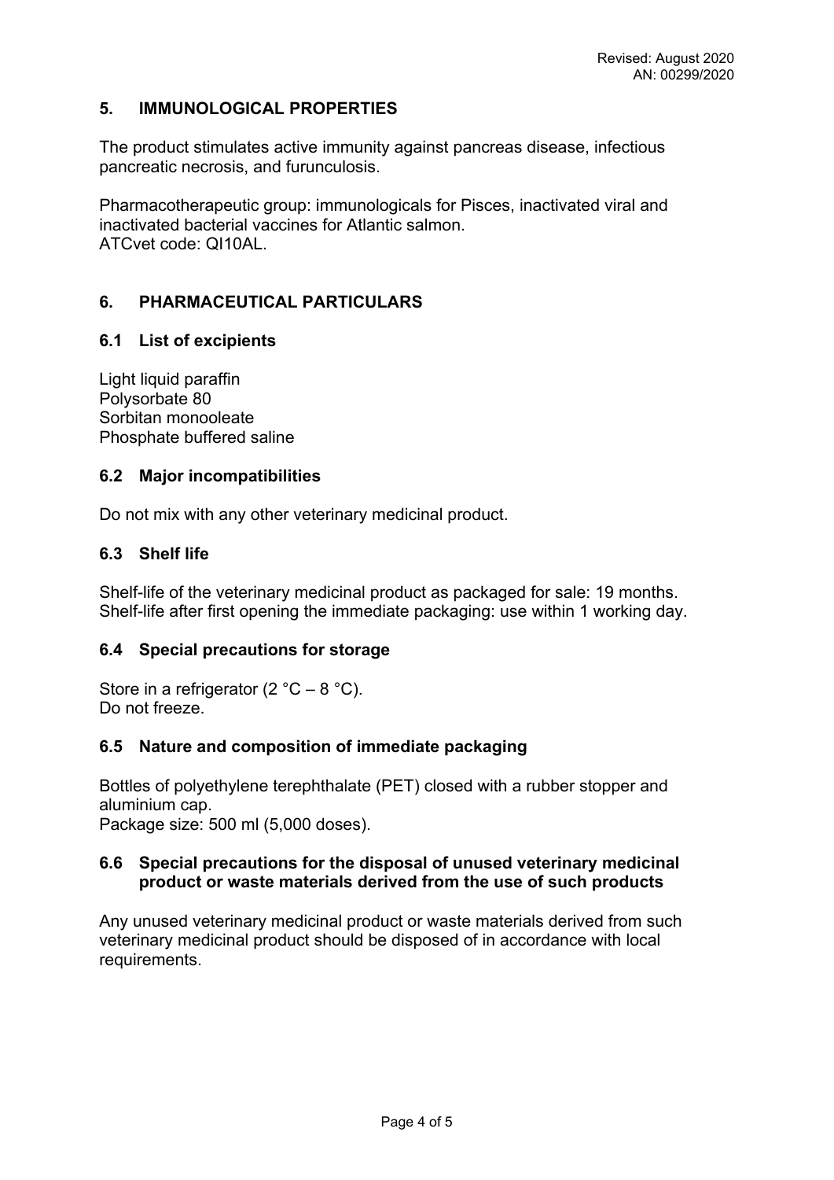## 5. IMMUNOLOGICAL PROPERTIES

The product stimulates active immunity against pancreas disease, infectious pancreatic necrosis, and furunculosis.

Pharmacotherapeutic group: immunologicals for Pisces, inactivated viral and inactivated bacterial vaccines for Atlantic salmon.
ATCvet code: QI10AL.

## 6. PHARMACEUTICAL PARTICULARS

### 6.1 List of excipients

Light liquid paraffin
Polysorbate 80
Sorbitan monooleate
Phosphate buffered saline

### 6.2 Major incompatibilities

Do not mix with any other veterinary medicinal product.

### 6.3 Shelf life

Shelf-life of the veterinary medicinal product as packaged for sale: 19 months.
Shelf-life after first opening the immediate packaging: use within 1 working day.

### 6.4 Special precautions for storage

Store in a refrigerator (2 °C – 8 °C).
Do not freeze.

### 6.5 Nature and composition of immediate packaging

Bottles of polyethylene terephthalate (PET) closed with a rubber stopper and aluminium cap.
Package size: 500 ml (5,000 doses).

### 6.6 Special precautions for the disposal of unused veterinary medicinal product or waste materials derived from the use of such products

Any unused veterinary medicinal product or waste materials derived from such veterinary medicinal product should be disposed of in accordance with local requirements.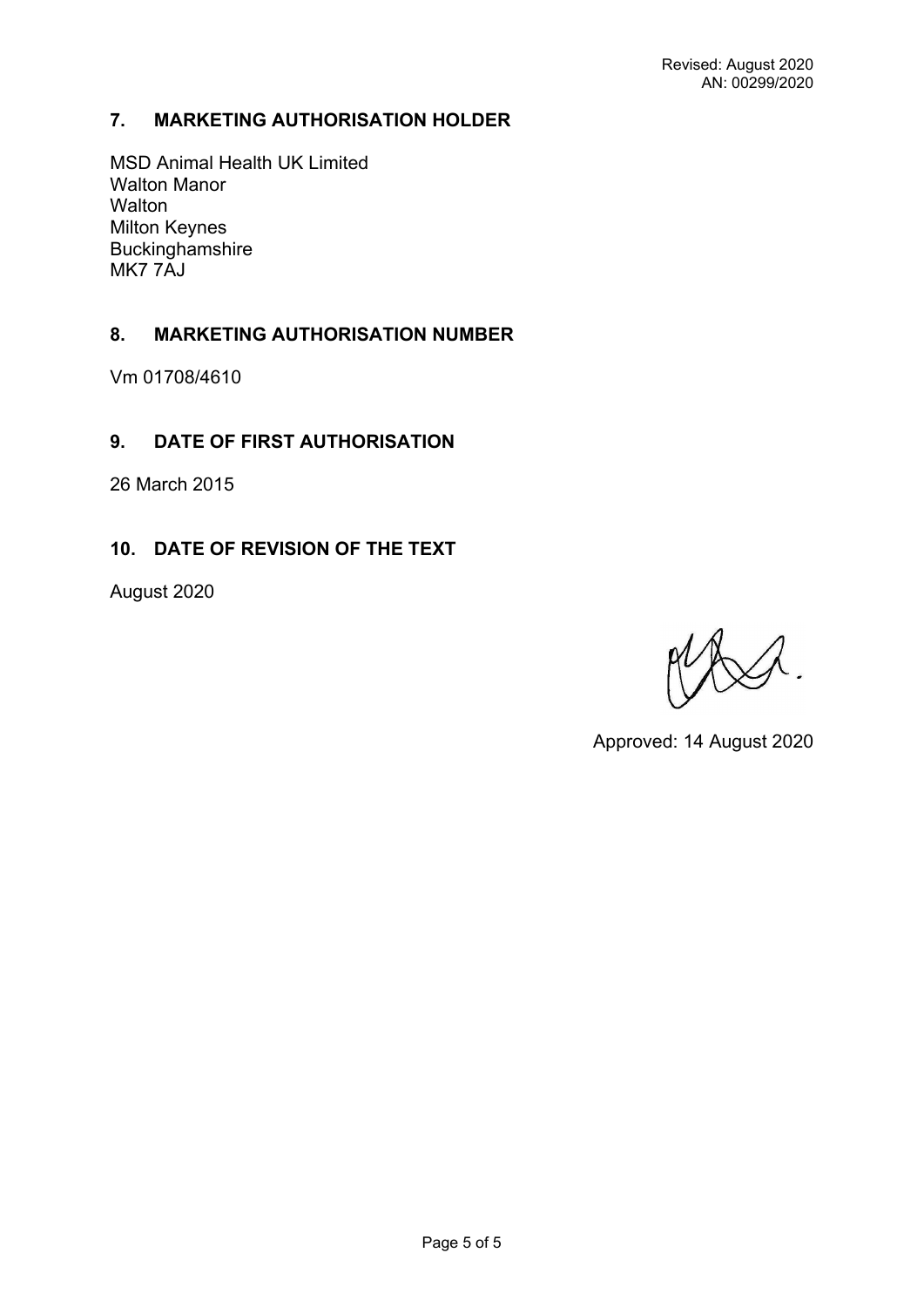Revised: August 2020
AN: 00299/2020

## 7. MARKETING AUTHORISATION HOLDER

MSD Animal Health UK Limited
Walton Manor
Walton
Milton Keynes
Buckinghamshire
MK7 7AJ

## 8. MARKETING AUTHORISATION NUMBER

Vm 01708/4610

## 9. DATE OF FIRST AUTHORISATION

26 March 2015

## 10. DATE OF REVISION OF THE TEXT

August 2020

Approved: 14 August 2020